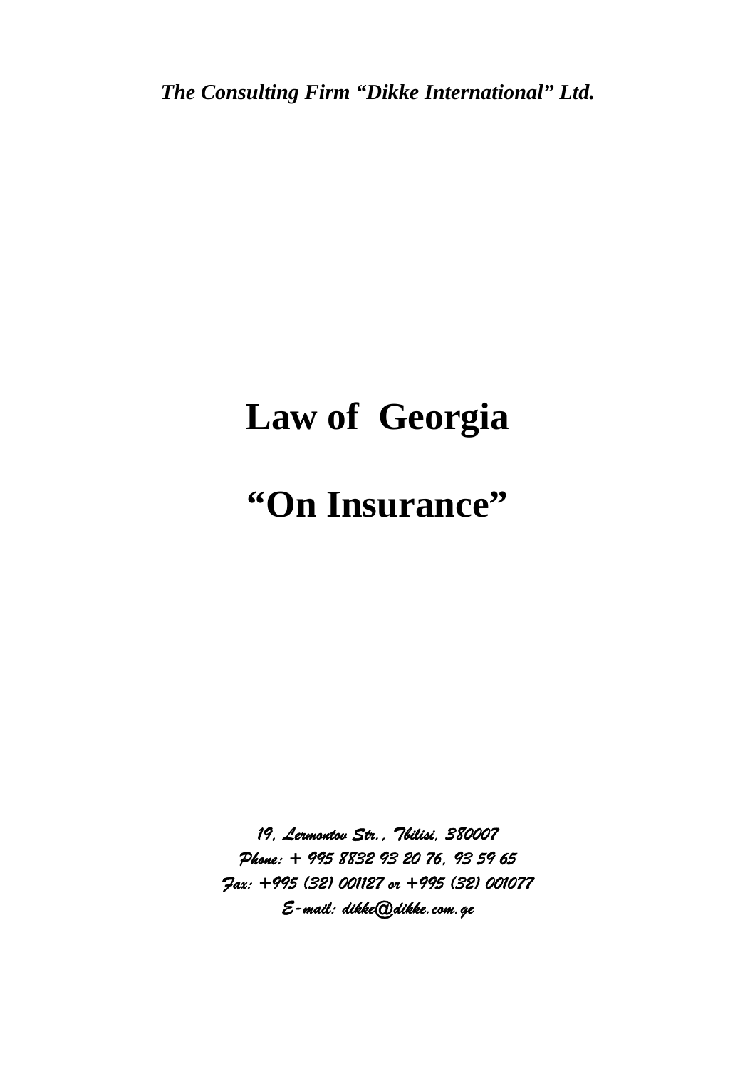*The Consulting Firm "Dikke International" Ltd.*

# Law of Georgia

# "On Insurance"

*19, Lermontov Str., Tbilisi, 380007*
*Phone: + 995 8832 93 20 76, 93 59 65*
*Fax: +995 (32) 001127 or +995 (32) 001077*
*E-mail: dikke@dikke.com.ge*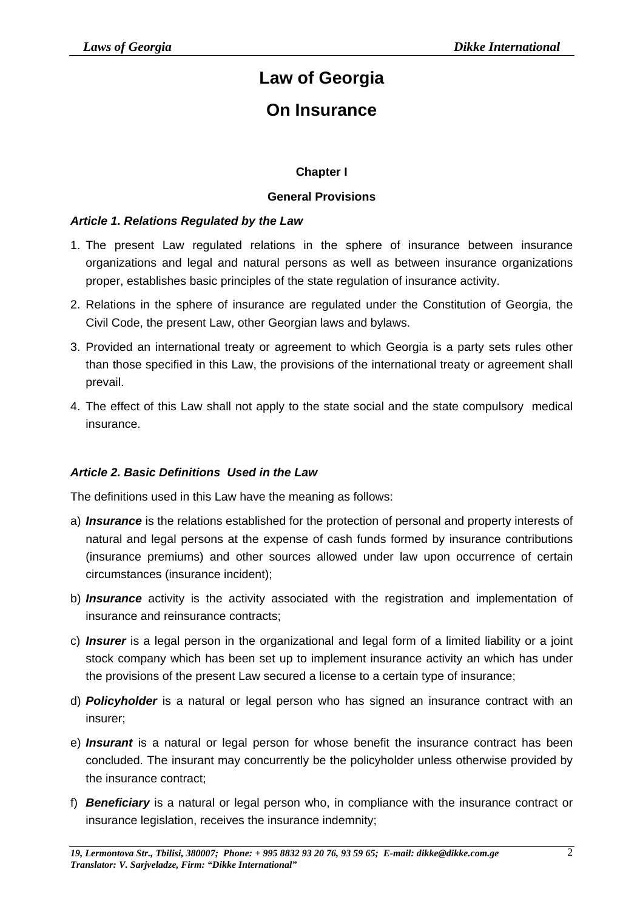# Law of Georgia

# On Insurance

### Chapter I

### General Provisions

***Article 1. Relations Regulated by the Law***

1. The present Law regulated relations in the sphere of insurance between insurance organizations and legal and natural persons as well as between insurance organizations proper, establishes basic principles of the state regulation of insurance activity.
2. Relations in the sphere of insurance are regulated under the Constitution of Georgia, the Civil Code, the present Law, other Georgian laws and bylaws.
3. Provided an international treaty or agreement to which Georgia is a party sets rules other than those specified in this Law, the provisions of the international treaty or agreement shall prevail.
4. The effect of this Law shall not apply to the state social and the state compulsory medical insurance.

***Article 2. Basic Definitions Used in the Law***

The definitions used in this Law have the meaning as follows:

a) ***Insurance*** is the relations established for the protection of personal and property interests of natural and legal persons at the expense of cash funds formed by insurance contributions (insurance premiums) and other sources allowed under law upon occurrence of certain circumstances (insurance incident);

b) ***Insurance*** activity is the activity associated with the registration and implementation of insurance and reinsurance contracts;

c) ***Insurer*** is a legal person in the organizational and legal form of a limited liability or a joint stock company which has been set up to implement insurance activity an which has under the provisions of the present Law secured a license to a certain type of insurance;

d) ***Policyholder*** is a natural or legal person who has signed an insurance contract with an insurer;

e) ***Insurant*** is a natural or legal person for whose benefit the insurance contract has been concluded. The insurant may concurrently be the policyholder unless otherwise provided by the insurance contract;

f) ***Beneficiary*** is a natural or legal person who, in compliance with the insurance contract or insurance legislation, receives the insurance indemnity;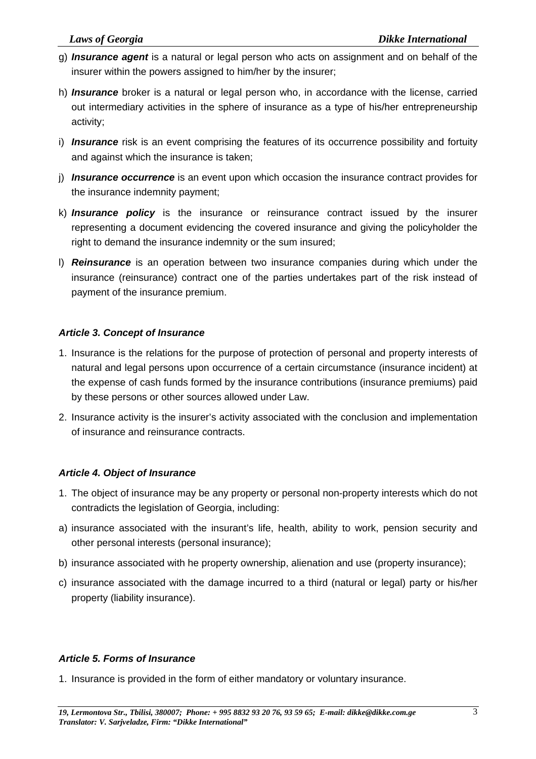g) ***Insurance agent*** is a natural or legal person who acts on assignment and on behalf of the insurer within the powers assigned to him/her by the insurer;

h) ***Insurance*** broker is a natural or legal person who, in accordance with the license, carried out intermediary activities in the sphere of insurance as a type of his/her entrepreneurship activity;

i) ***Insurance*** risk is an event comprising the features of its occurrence possibility and fortuity and against which the insurance is taken;

j) ***Insurance occurrence*** is an event upon which occasion the insurance contract provides for the insurance indemnity payment;

k) ***Insurance policy*** is the insurance or reinsurance contract issued by the insurer representing a document evidencing the covered insurance and giving the policyholder the right to demand the insurance indemnity or the sum insured;

l) ***Reinsurance*** is an operation between two insurance companies during which under the insurance (reinsurance) contract one of the parties undertakes part of the risk instead of payment of the insurance premium.

### *Article 3. Concept of Insurance*

1. Insurance is the relations for the purpose of protection of personal and property interests of natural and legal persons upon occurrence of a certain circumstance (insurance incident) at the expense of cash funds formed by the insurance contributions (insurance premiums) paid by these persons or other sources allowed under Law.
2. Insurance activity is the insurer's activity associated with the conclusion and implementation of insurance and reinsurance contracts.

### *Article 4. Object of Insurance*

1. The object of insurance may be any property or personal non-property interests which do not contradicts the legislation of Georgia, including:

a) insurance associated with the insurant's life, health, ability to work, pension security and other personal interests (personal insurance);

b) insurance associated with he property ownership, alienation and use (property insurance);

c) insurance associated with the damage incurred to a third (natural or legal) party or his/her property (liability insurance).

### *Article 5. Forms of Insurance*

1. Insurance is provided in the form of either mandatory or voluntary insurance.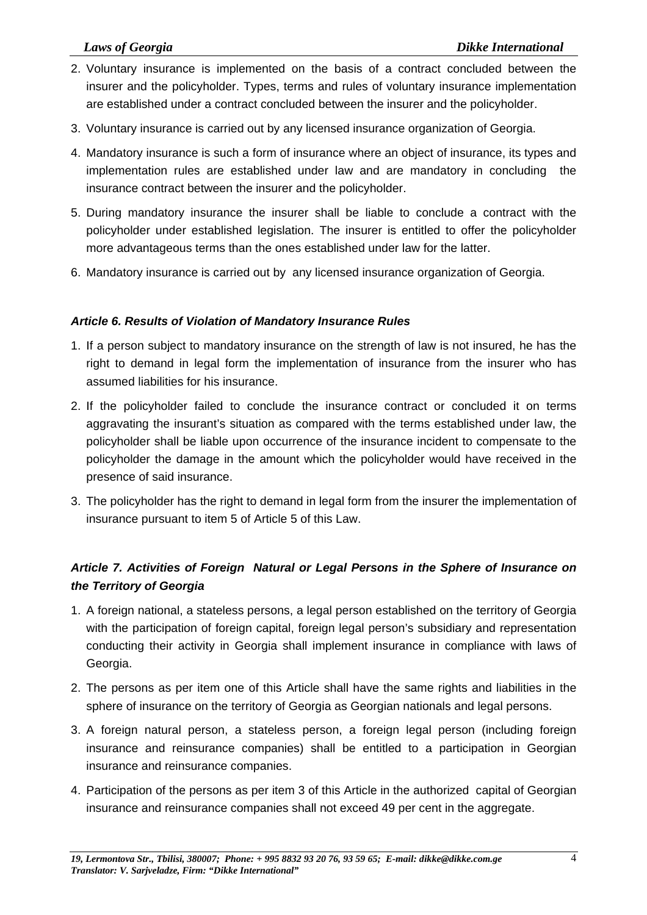2. Voluntary insurance is implemented on the basis of a contract concluded between the insurer and the policyholder. Types, terms and rules of voluntary insurance implementation are established under a contract concluded between the insurer and the policyholder.
3. Voluntary insurance is carried out by any licensed insurance organization of Georgia.
4. Mandatory insurance is such a form of insurance where an object of insurance, its types and implementation rules are established under law and are mandatory in concluding the insurance contract between the insurer and the policyholder.
5. During mandatory insurance the insurer shall be liable to conclude a contract with the policyholder under established legislation. The insurer is entitled to offer the policyholder more advantageous terms than the ones established under law for the latter.
6. Mandatory insurance is carried out by any licensed insurance organization of Georgia.

***Article 6. Results of Violation of Mandatory Insurance Rules***

1. If a person subject to mandatory insurance on the strength of law is not insured, he has the right to demand in legal form the implementation of insurance from the insurer who has assumed liabilities for his insurance.
2. If the policyholder failed to conclude the insurance contract or concluded it on terms aggravating the insurant's situation as compared with the terms established under law, the policyholder shall be liable upon occurrence of the insurance incident to compensate to the policyholder the damage in the amount which the policyholder would have received in the presence of said insurance.
3. The policyholder has the right to demand in legal form from the insurer the implementation of insurance pursuant to item 5 of Article 5 of this Law.

***Article 7. Activities of Foreign Natural or Legal Persons in the Sphere of Insurance on the Territory of Georgia***

1. A foreign national, a stateless persons, a legal person established on the territory of Georgia with the participation of foreign capital, foreign legal person's subsidiary and representation conducting their activity in Georgia shall implement insurance in compliance with laws of Georgia.
2. The persons as per item one of this Article shall have the same rights and liabilities in the sphere of insurance on the territory of Georgia as Georgian nationals and legal persons.
3. A foreign natural person, a stateless person, a foreign legal person (including foreign insurance and reinsurance companies) shall be entitled to a participation in Georgian insurance and reinsurance companies.
4. Participation of the persons as per item 3 of this Article in the authorized capital of Georgian insurance and reinsurance companies shall not exceed 49 per cent in the aggregate.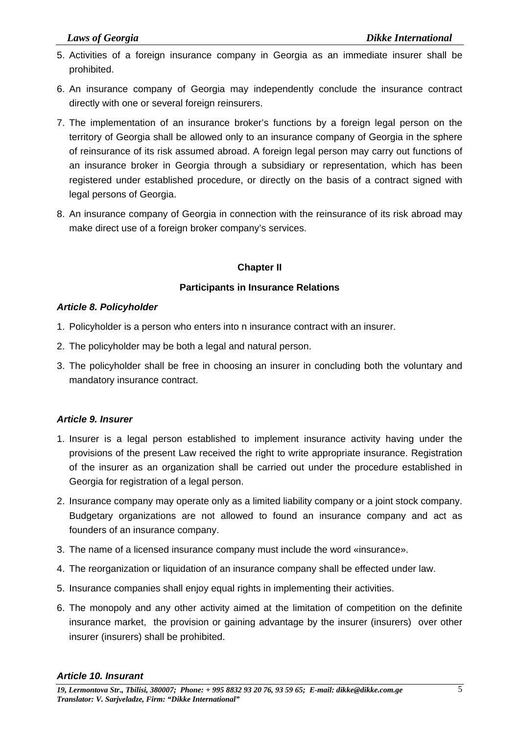5. Activities of a foreign insurance company in Georgia as an immediate insurer shall be prohibited.

6. An insurance company of Georgia may independently conclude the insurance contract directly with one or several foreign reinsurers.

7. The implementation of an insurance broker's functions by a foreign legal person on the territory of Georgia shall be allowed only to an insurance company of Georgia in the sphere of reinsurance of its risk assumed abroad. A foreign legal person may carry out functions of an insurance broker in Georgia through a subsidiary or representation, which has been registered under established procedure, or directly on the basis of a contract signed with legal persons of Georgia.

8. An insurance company of Georgia in connection with the reinsurance of its risk abroad may make direct use of a foreign broker company's services.

## Chapter II

## Participants in Insurance Relations

### *Article 8. Policyholder*

1. Policyholder is a person who enters into n insurance contract with an insurer.
2. The policyholder may be both a legal and natural person.
3. The policyholder shall be free in choosing an insurer in concluding both the voluntary and mandatory insurance contract.

### *Article 9. Insurer*

1. Insurer is a legal person established to implement insurance activity having under the provisions of the present Law received the right to write appropriate insurance. Registration of the insurer as an organization shall be carried out under the procedure established in Georgia for registration of a legal person.
2. Insurance company may operate only as a limited liability company or a joint stock company. Budgetary organizations are not allowed to found an insurance company and act as founders of an insurance company.
3. The name of a licensed insurance company must include the word «insurance».
4. The reorganization or liquidation of an insurance company shall be effected under law.
5. Insurance companies shall enjoy equal rights in implementing their activities.
6. The monopoly and any other activity aimed at the limitation of competition on the definite insurance market, the provision or gaining advantage by the insurer (insurers) over other insurer (insurers) shall be prohibited.

### *Article 10. Insurant*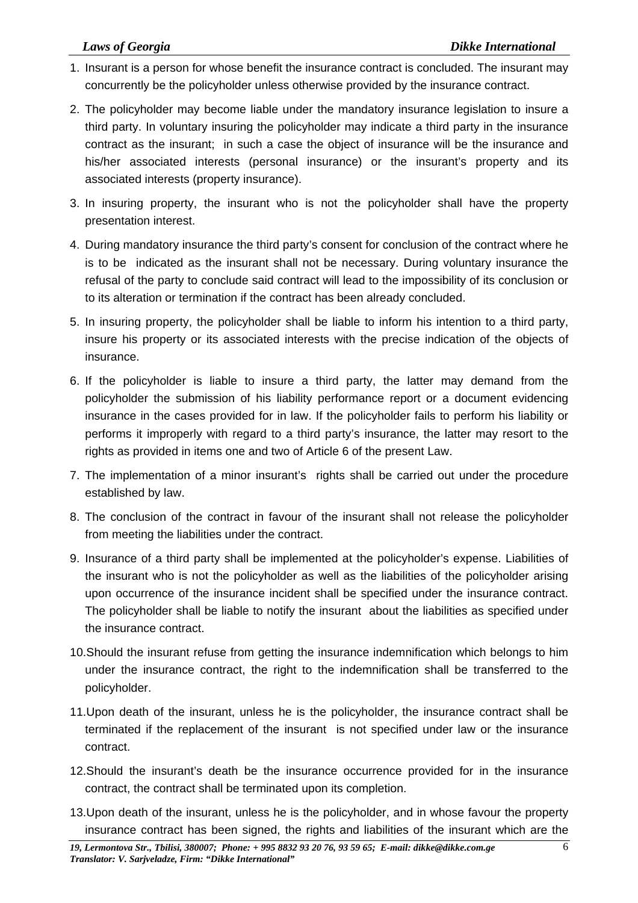1. Insurant is a person for whose benefit the insurance contract is concluded. The insurant may concurrently be the policyholder unless otherwise provided by the insurance contract.

2. The policyholder may become liable under the mandatory insurance legislation to insure a third party. In voluntary insuring the policyholder may indicate a third party in the insurance contract as the insurant; in such a case the object of insurance will be the insurance and his/her associated interests (personal insurance) or the insurant's property and its associated interests (property insurance).

3. In insuring property, the insurant who is not the policyholder shall have the property presentation interest.

4. During mandatory insurance the third party's consent for conclusion of the contract where he is to be indicated as the insurant shall not be necessary. During voluntary insurance the refusal of the party to conclude said contract will lead to the impossibility of its conclusion or to its alteration or termination if the contract has been already concluded.

5. In insuring property, the policyholder shall be liable to inform his intention to a third party, insure his property or its associated interests with the precise indication of the objects of insurance.

6. If the policyholder is liable to insure a third party, the latter may demand from the policyholder the submission of his liability performance report or a document evidencing insurance in the cases provided for in law. If the policyholder fails to perform his liability or performs it improperly with regard to a third party's insurance, the latter may resort to the rights as provided in items one and two of Article 6 of the present Law.

7. The implementation of a minor insurant's rights shall be carried out under the procedure established by law.

8. The conclusion of the contract in favour of the insurant shall not release the policyholder from meeting the liabilities under the contract.

9. Insurance of a third party shall be implemented at the policyholder's expense. Liabilities of the insurant who is not the policyholder as well as the liabilities of the policyholder arising upon occurrence of the insurance incident shall be specified under the insurance contract. The policyholder shall be liable to notify the insurant about the liabilities as specified under the insurance contract.

10. Should the insurant refuse from getting the insurance indemnification which belongs to him under the insurance contract, the right to the indemnification shall be transferred to the policyholder.

11. Upon death of the insurant, unless he is the policyholder, the insurance contract shall be terminated if the replacement of the insurant is not specified under law or the insurance contract.

12. Should the insurant's death be the insurance occurrence provided for in the insurance contract, the contract shall be terminated upon its completion.

13. Upon death of the insurant, unless he is the policyholder, and in whose favour the property insurance contract has been signed, the rights and liabilities of the insurant which are the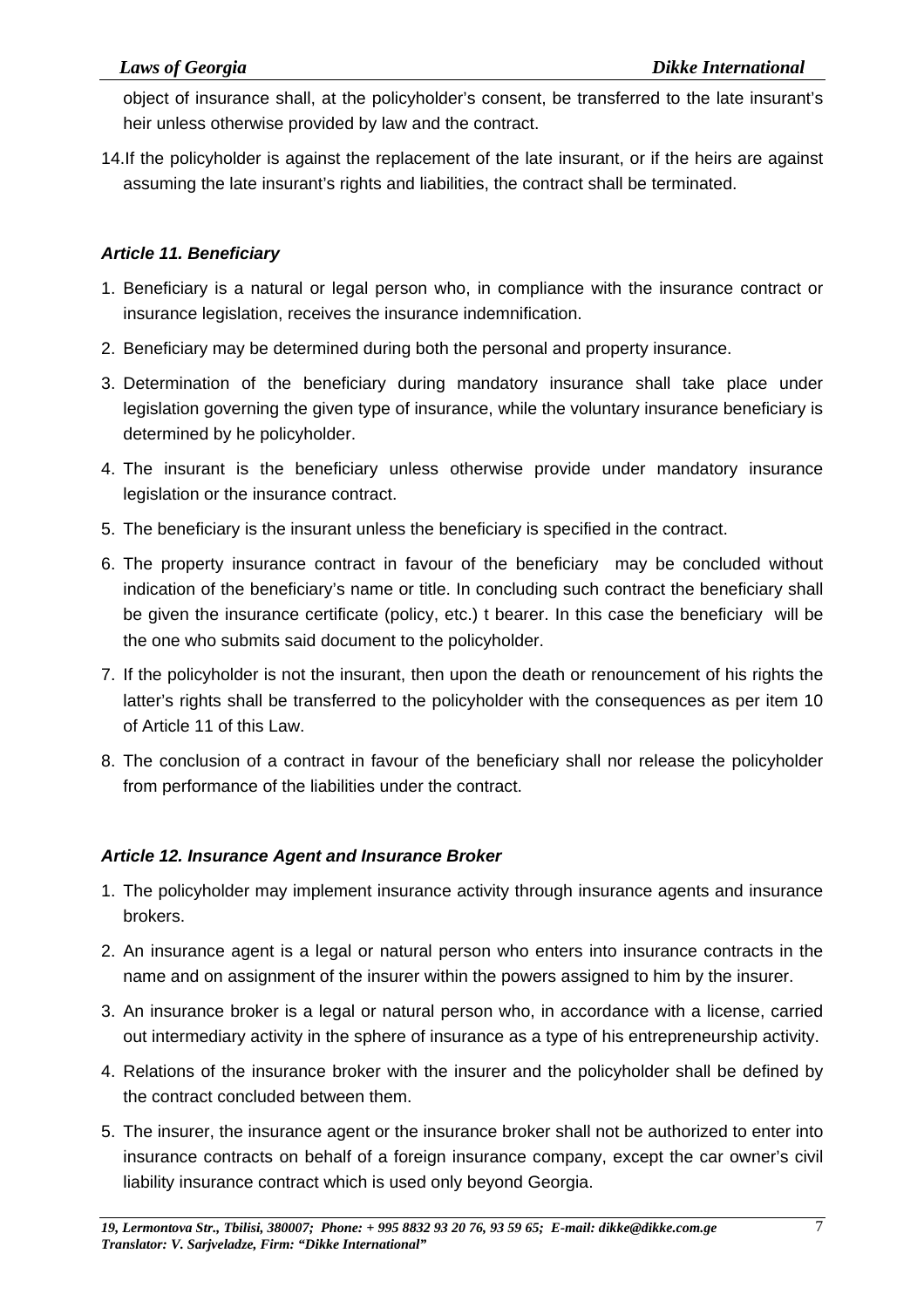object of insurance shall, at the policyholder's consent, be transferred to the late insurant's heir unless otherwise provided by law and the contract.

14. If the policyholder is against the replacement of the late insurant, or if the heirs are against assuming the late insurant's rights and liabilities, the contract shall be terminated.

### *Article 11. Beneficiary*

1. Beneficiary is a natural or legal person who, in compliance with the insurance contract or insurance legislation, receives the insurance indemnification.
2. Beneficiary may be determined during both the personal and property insurance.
3. Determination of the beneficiary during mandatory insurance shall take place under legislation governing the given type of insurance, while the voluntary insurance beneficiary is determined by he policyholder.
4. The insurant is the beneficiary unless otherwise provide under mandatory insurance legislation or the insurance contract.
5. The beneficiary is the insurant unless the beneficiary is specified in the contract.
6. The property insurance contract in favour of the beneficiary may be concluded without indication of the beneficiary's name or title. In concluding such contract the beneficiary shall be given the insurance certificate (policy, etc.) t bearer. In this case the beneficiary will be the one who submits said document to the policyholder.
7. If the policyholder is not the insurant, then upon the death or renouncement of his rights the latter's rights shall be transferred to the policyholder with the consequences as per item 10 of Article 11 of this Law.
8. The conclusion of a contract in favour of the beneficiary shall nor release the policyholder from performance of the liabilities under the contract.

### *Article 12. Insurance Agent and Insurance Broker*

1. The policyholder may implement insurance activity through insurance agents and insurance brokers.
2. An insurance agent is a legal or natural person who enters into insurance contracts in the name and on assignment of the insurer within the powers assigned to him by the insurer.
3. An insurance broker is a legal or natural person who, in accordance with a license, carried out intermediary activity in the sphere of insurance as a type of his entrepreneurship activity.
4. Relations of the insurance broker with the insurer and the policyholder shall be defined by the contract concluded between them.
5. The insurer, the insurance agent or the insurance broker shall not be authorized to enter into insurance contracts on behalf of a foreign insurance company, except the car owner's civil liability insurance contract which is used only beyond Georgia.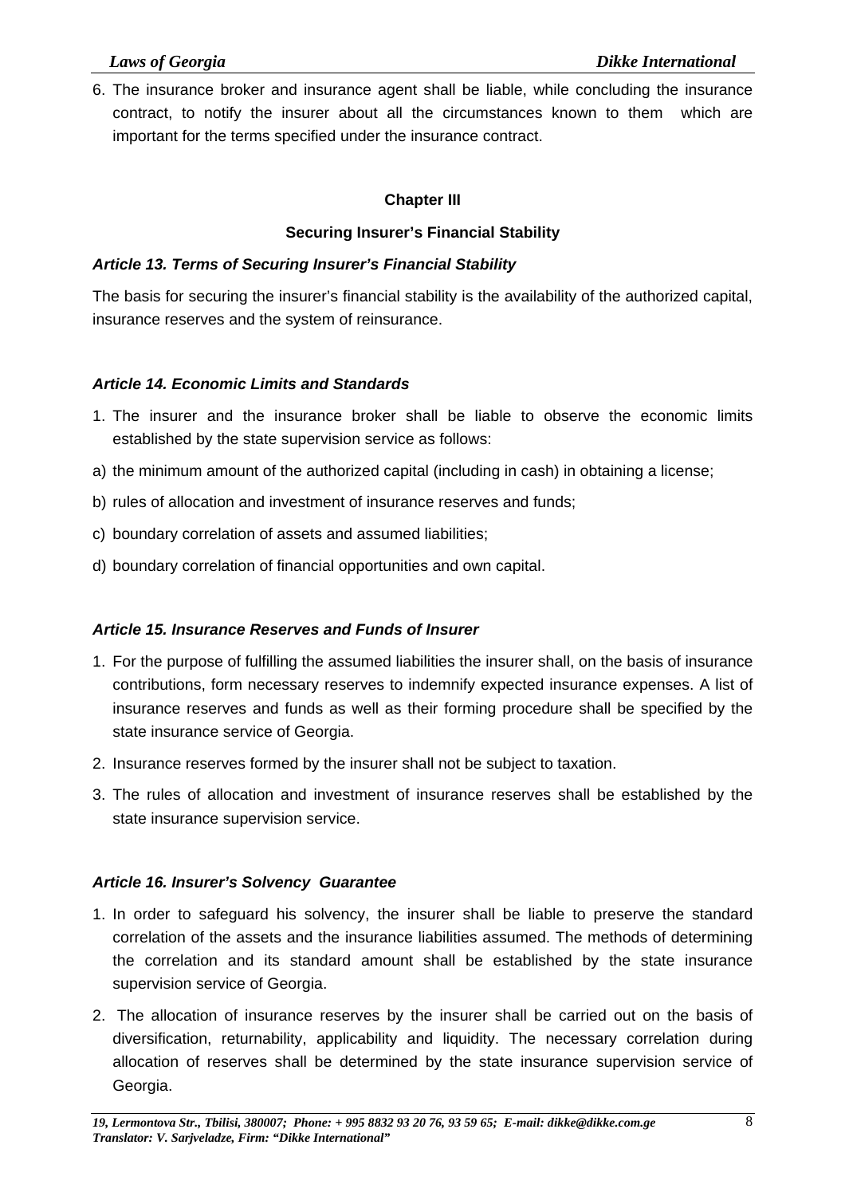6. The insurance broker and insurance agent shall be liable, while concluding the insurance contract, to notify the insurer about all the circumstances known to them which are important for the terms specified under the insurance contract.

## Chapter III

## Securing Insurer's Financial Stability

### *Article 13. Terms of Securing Insurer's Financial Stability*

The basis for securing the insurer's financial stability is the availability of the authorized capital, insurance reserves and the system of reinsurance.

### *Article 14. Economic Limits and Standards*

1. The insurer and the insurance broker shall be liable to observe the economic limits established by the state supervision service as follows:

a) the minimum amount of the authorized capital (including in cash) in obtaining a license;

b) rules of allocation and investment of insurance reserves and funds;

c) boundary correlation of assets and assumed liabilities;

d) boundary correlation of financial opportunities and own capital.

### *Article 15. Insurance Reserves and Funds of Insurer*

1. For the purpose of fulfilling the assumed liabilities the insurer shall, on the basis of insurance contributions, form necessary reserves to indemnify expected insurance expenses. A list of insurance reserves and funds as well as their forming procedure shall be specified by the state insurance service of Georgia.
2. Insurance reserves formed by the insurer shall not be subject to taxation.
3. The rules of allocation and investment of insurance reserves shall be established by the state insurance supervision service.

### *Article 16. Insurer's Solvency Guarantee*

1. In order to safeguard his solvency, the insurer shall be liable to preserve the standard correlation of the assets and the insurance liabilities assumed. The methods of determining the correlation and its standard amount shall be established by the state insurance supervision service of Georgia.
2. The allocation of insurance reserves by the insurer shall be carried out on the basis of diversification, returnability, applicability and liquidity. The necessary correlation during allocation of reserves shall be determined by the state insurance supervision service of Georgia.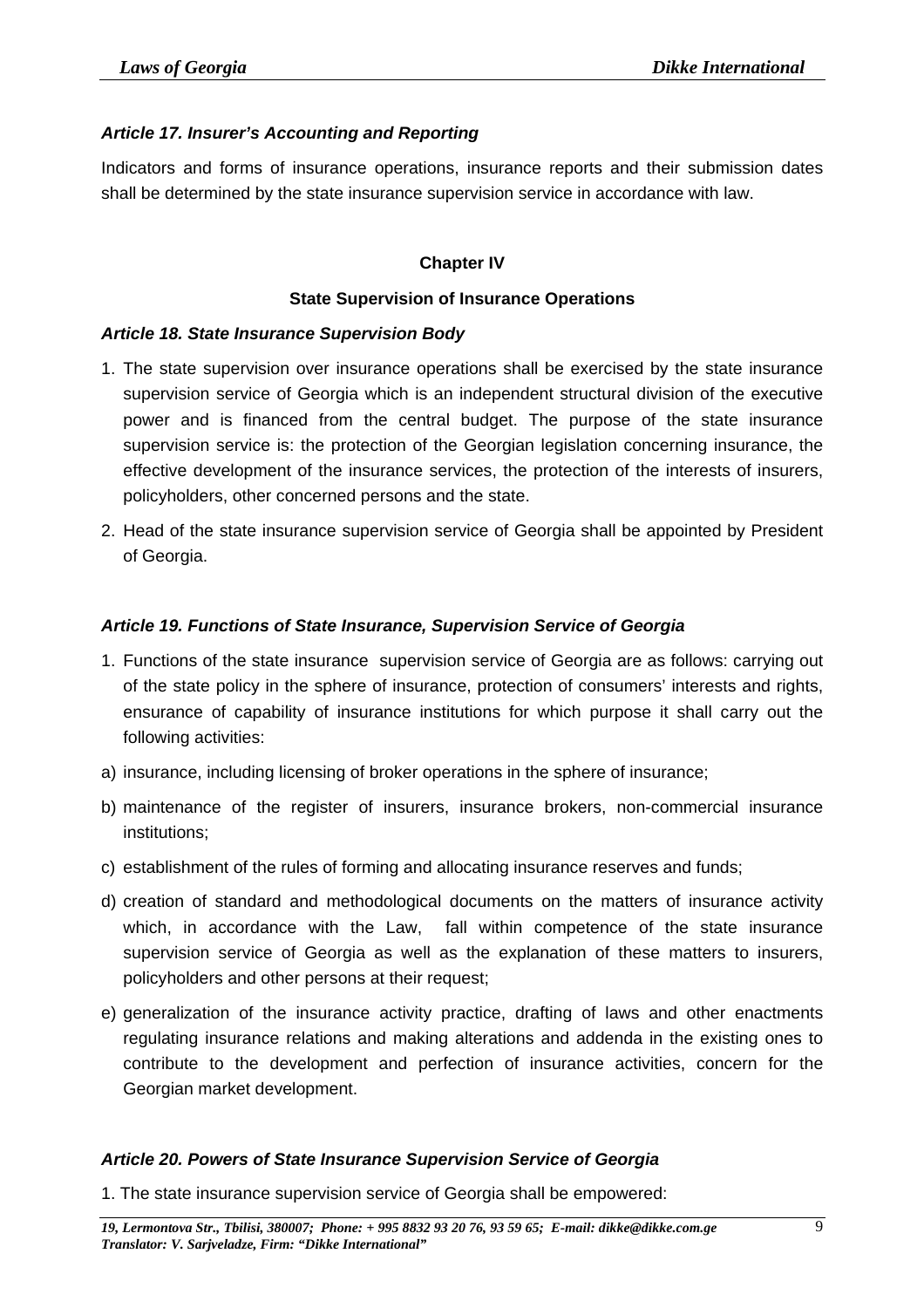### *Article 17. Insurer's Accounting and Reporting*

Indicators and forms of insurance operations, insurance reports and their submission dates shall be determined by the state insurance supervision service in accordance with law.

## Chapter IV

## State Supervision of Insurance Operations

### *Article 18. State Insurance Supervision Body*

1. The state supervision over insurance operations shall be exercised by the state insurance supervision service of Georgia which is an independent structural division of the executive power and is financed from the central budget. The purpose of the state insurance supervision service is: the protection of the Georgian legislation concerning insurance, the effective development of the insurance services, the protection of the interests of insurers, policyholders, other concerned persons and the state.
2. Head of the state insurance supervision service of Georgia shall be appointed by President of Georgia.

### *Article 19. Functions of State Insurance, Supervision Service of Georgia*

1. Functions of the state insurance supervision service of Georgia are as follows: carrying out of the state policy in the sphere of insurance, protection of consumers' interests and rights, ensurance of capability of insurance institutions for which purpose it shall carry out the following activities:

a) insurance, including licensing of broker operations in the sphere of insurance;

b) maintenance of the register of insurers, insurance brokers, non-commercial insurance institutions;

c) establishment of the rules of forming and allocating insurance reserves and funds;

d) creation of standard and methodological documents on the matters of insurance activity which, in accordance with the Law, fall within competence of the state insurance supervision service of Georgia as well as the explanation of these matters to insurers, policyholders and other persons at their request;

e) generalization of the insurance activity practice, drafting of laws and other enactments regulating insurance relations and making alterations and addenda in the existing ones to contribute to the development and perfection of insurance activities, concern for the Georgian market development.

### *Article 20. Powers of State Insurance Supervision Service of Georgia*

1. The state insurance supervision service of Georgia shall be empowered: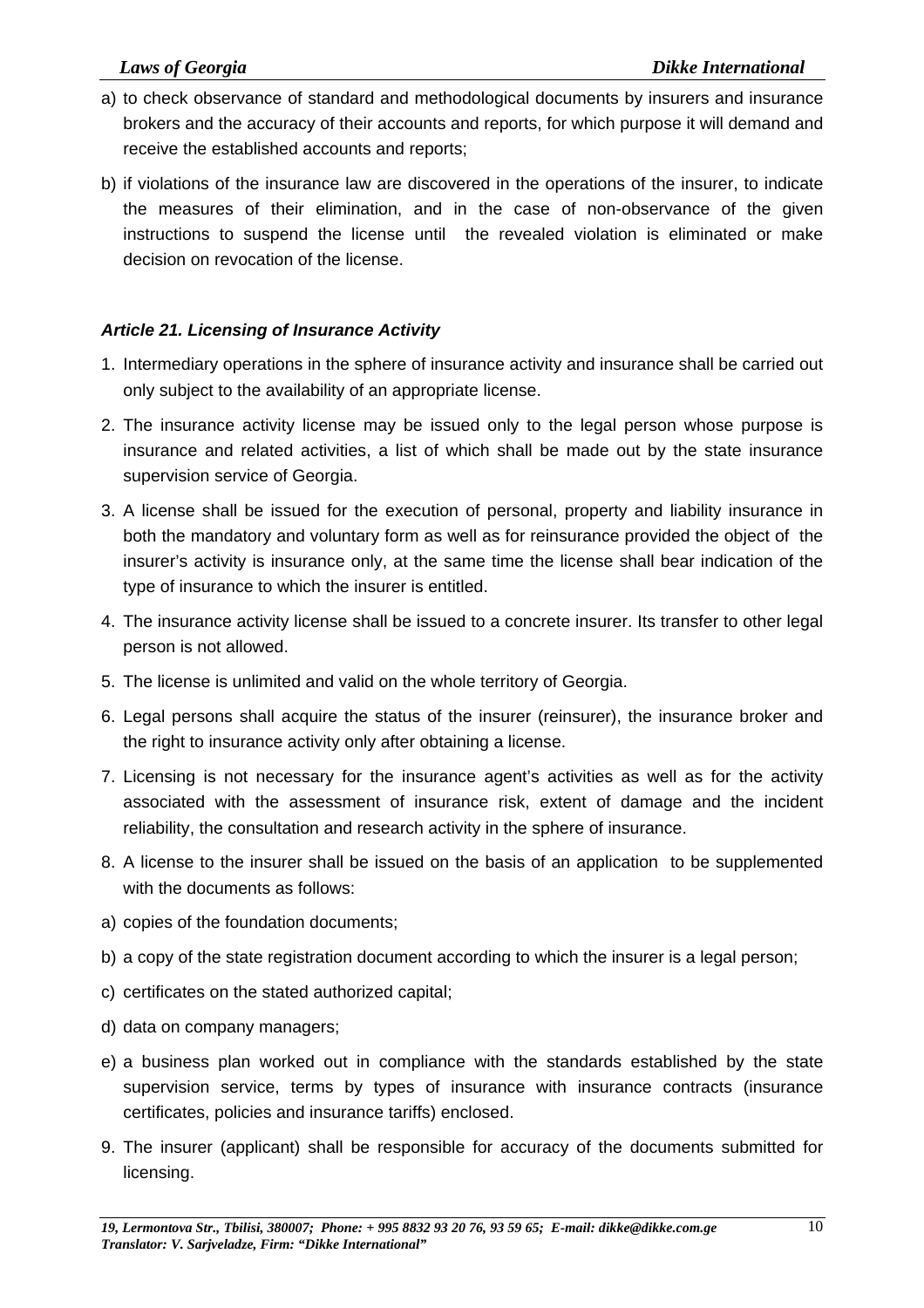a) to check observance of standard and methodological documents by insurers and insurance brokers and the accuracy of their accounts and reports, for which purpose it will demand and receive the established accounts and reports;

b) if violations of the insurance law are discovered in the operations of the insurer, to indicate the measures of their elimination, and in the case of non-observance of the given instructions to suspend the license until the revealed violation is eliminated or make decision on revocation of the license.

***Article 21. Licensing of Insurance Activity***

1. Intermediary operations in the sphere of insurance activity and insurance shall be carried out only subject to the availability of an appropriate license.

2. The insurance activity license may be issued only to the legal person whose purpose is insurance and related activities, a list of which shall be made out by the state insurance supervision service of Georgia.

3. A license shall be issued for the execution of personal, property and liability insurance in both the mandatory and voluntary form as well as for reinsurance provided the object of the insurer's activity is insurance only, at the same time the license shall bear indication of the type of insurance to which the insurer is entitled.

4. The insurance activity license shall be issued to a concrete insurer. Its transfer to other legal person is not allowed.

5. The license is unlimited and valid on the whole territory of Georgia.

6. Legal persons shall acquire the status of the insurer (reinsurer), the insurance broker and the right to insurance activity only after obtaining a license.

7. Licensing is not necessary for the insurance agent's activities as well as for the activity associated with the assessment of insurance risk, extent of damage and the incident reliability, the consultation and research activity in the sphere of insurance.

8. A license to the insurer shall be issued on the basis of an application to be supplemented with the documents as follows:

a) copies of the foundation documents;

b) a copy of the state registration document according to which the insurer is a legal person;

c) certificates on the stated authorized capital;

d) data on company managers;

e) a business plan worked out in compliance with the standards established by the state supervision service, terms by types of insurance with insurance contracts (insurance certificates, policies and insurance tariffs) enclosed.

9. The insurer (applicant) shall be responsible for accuracy of the documents submitted for licensing.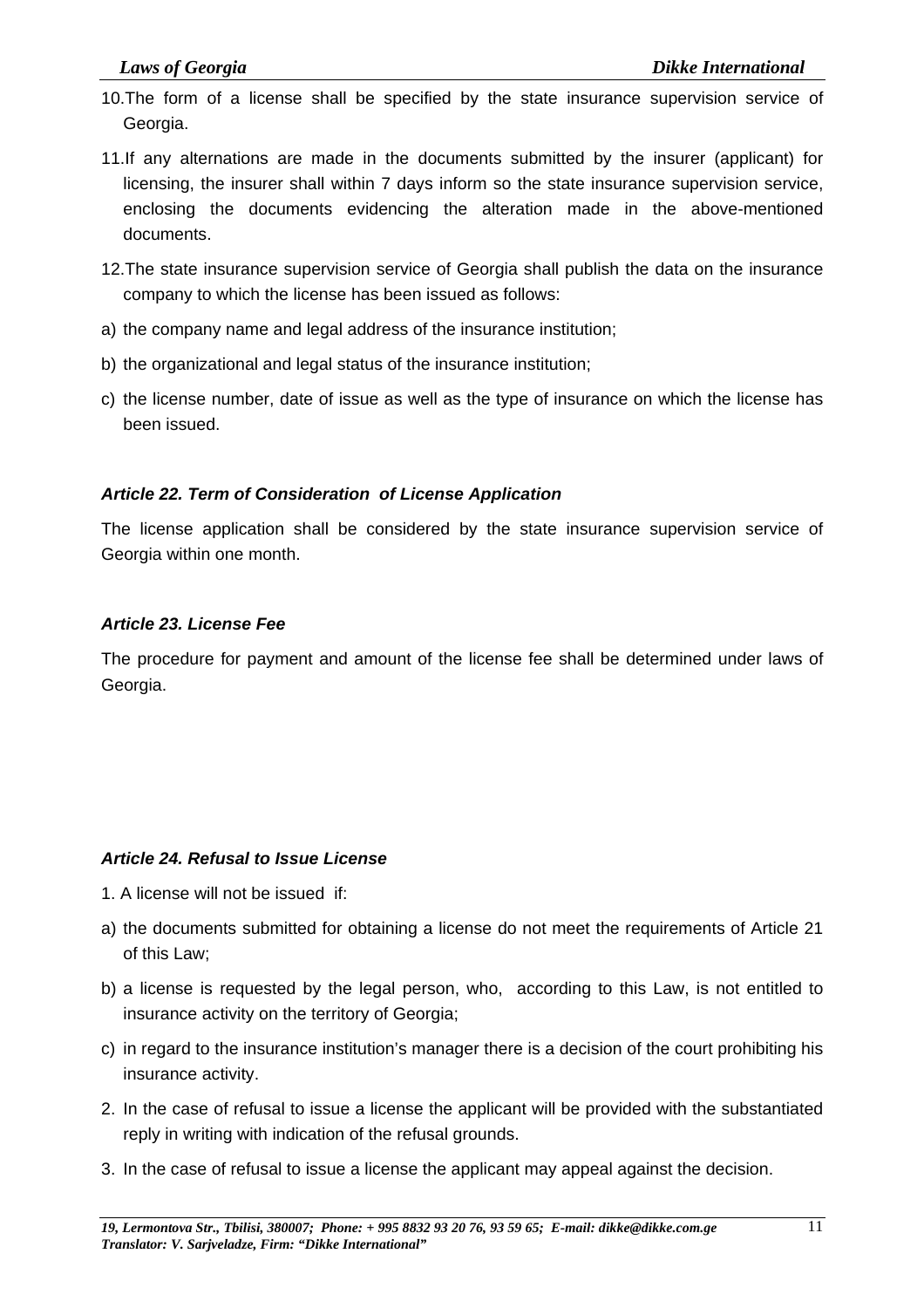10. The form of a license shall be specified by the state insurance supervision service of Georgia.

11. If any alternations are made in the documents submitted by the insurer (applicant) for licensing, the insurer shall within 7 days inform so the state insurance supervision service, enclosing the documents evidencing the alteration made in the above-mentioned documents.

12. The state insurance supervision service of Georgia shall publish the data on the insurance company to which the license has been issued as follows:

a) the company name and legal address of the insurance institution;

b) the organizational and legal status of the insurance institution;

c) the license number, date of issue as well as the type of insurance on which the license has been issued.

### *Article 22. Term of Consideration of License Application*

The license application shall be considered by the state insurance supervision service of Georgia within one month.

### *Article 23. License Fee*

The procedure for payment and amount of the license fee shall be determined under laws of Georgia.

### *Article 24. Refusal to Issue License*

1. A license will not be issued if:

a) the documents submitted for obtaining a license do not meet the requirements of Article 21 of this Law;

b) a license is requested by the legal person, who, according to this Law, is not entitled to insurance activity on the territory of Georgia;

c) in regard to the insurance institution's manager there is a decision of the court prohibiting his insurance activity.

2. In the case of refusal to issue a license the applicant will be provided with the substantiated reply in writing with indication of the refusal grounds.

3. In the case of refusal to issue a license the applicant may appeal against the decision.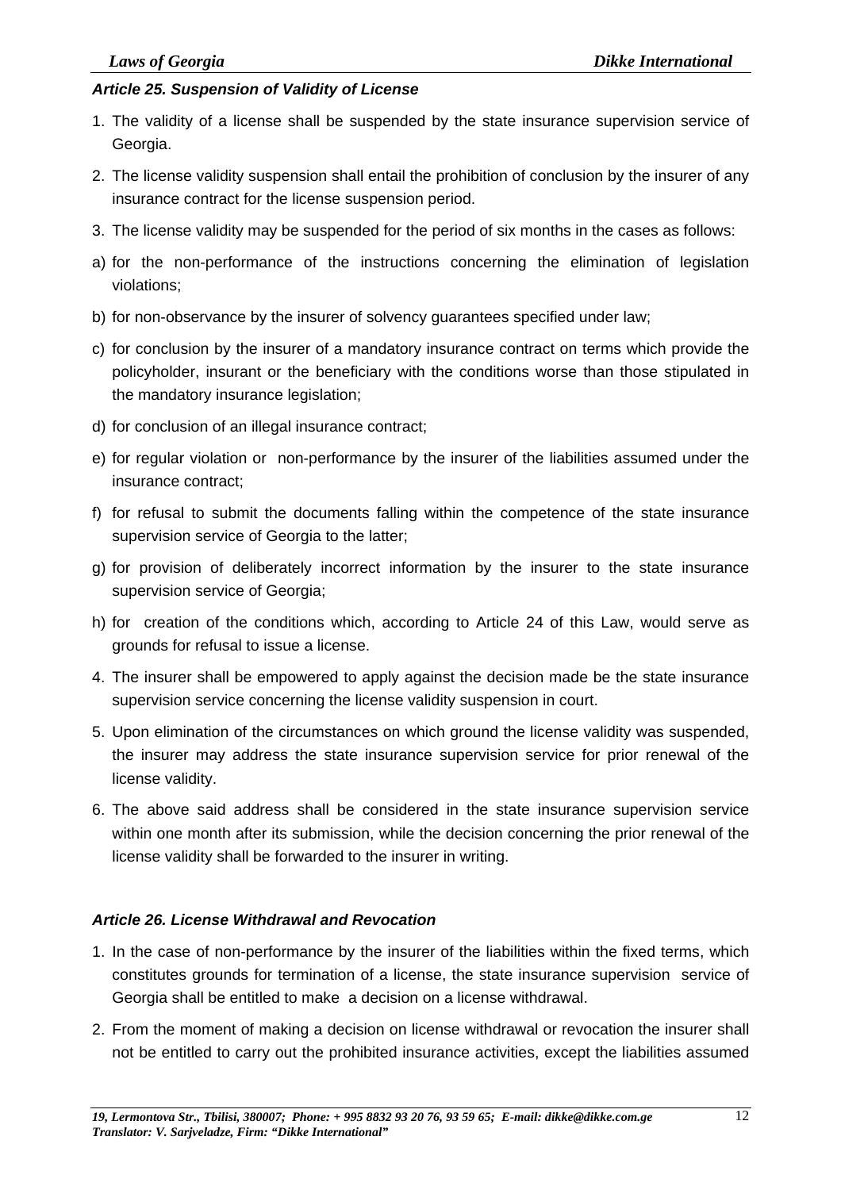### *Article 25. Suspension of Validity of License*

1. The validity of a license shall be suspended by the state insurance supervision service of Georgia.
2. The license validity suspension shall entail the prohibition of conclusion by the insurer of any insurance contract for the license suspension period.
3. The license validity may be suspended for the period of six months in the cases as follows:

a) for the non-performance of the instructions concerning the elimination of legislation violations;

b) for non-observance by the insurer of solvency guarantees specified under law;

c) for conclusion by the insurer of a mandatory insurance contract on terms which provide the policyholder, insurant or the beneficiary with the conditions worse than those stipulated in the mandatory insurance legislation;

d) for conclusion of an illegal insurance contract;

e) for regular violation or non-performance by the insurer of the liabilities assumed under the insurance contract;

f) for refusal to submit the documents falling within the competence of the state insurance supervision service of Georgia to the latter;

g) for provision of deliberately incorrect information by the insurer to the state insurance supervision service of Georgia;

h) for creation of the conditions which, according to Article 24 of this Law, would serve as grounds for refusal to issue a license.

4. The insurer shall be empowered to apply against the decision made be the state insurance supervision service concerning the license validity suspension in court.
5. Upon elimination of the circumstances on which ground the license validity was suspended, the insurer may address the state insurance supervision service for prior renewal of the license validity.
6. The above said address shall be considered in the state insurance supervision service within one month after its submission, while the decision concerning the prior renewal of the license validity shall be forwarded to the insurer in writing.

### *Article 26. License Withdrawal and Revocation*

1. In the case of non-performance by the insurer of the liabilities within the fixed terms, which constitutes grounds for termination of a license, the state insurance supervision service of Georgia shall be entitled to make a decision on a license withdrawal.
2. From the moment of making a decision on license withdrawal or revocation the insurer shall not be entitled to carry out the prohibited insurance activities, except the liabilities assumed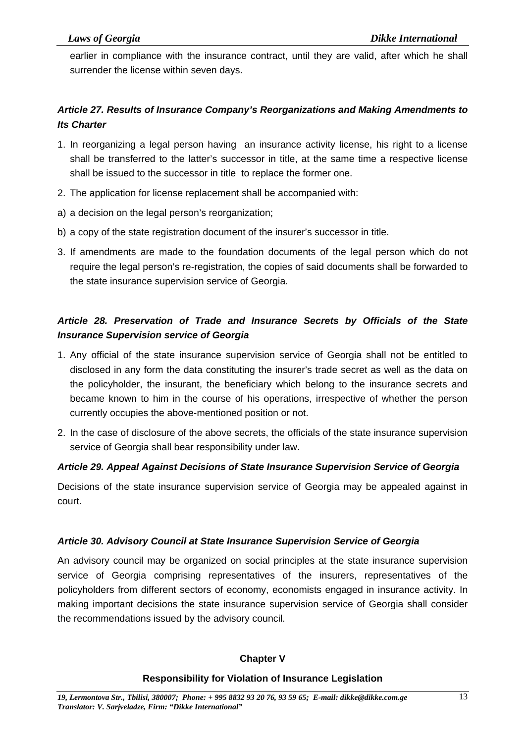earlier in compliance with the insurance contract, until they are valid, after which he shall surrender the license within seven days.

### *Article 27. Results of Insurance Company's Reorganizations and Making Amendments to Its Charter*

1. In reorganizing a legal person having an insurance activity license, his right to a license shall be transferred to the latter's successor in title, at the same time a respective license shall be issued to the successor in title to replace the former one.
2. The application for license replacement shall be accompanied with:

a) a decision on the legal person's reorganization;

b) a copy of the state registration document of the insurer's successor in title.

3. If amendments are made to the foundation documents of the legal person which do not require the legal person's re-registration, the copies of said documents shall be forwarded to the state insurance supervision service of Georgia.

### *Article 28. Preservation of Trade and Insurance Secrets by Officials of the State Insurance Supervision service of Georgia*

1. Any official of the state insurance supervision service of Georgia shall not be entitled to disclosed in any form the data constituting the insurer's trade secret as well as the data on the policyholder, the insurant, the beneficiary which belong to the insurance secrets and became known to him in the course of his operations, irrespective of whether the person currently occupies the above-mentioned position or not.
2. In the case of disclosure of the above secrets, the officials of the state insurance supervision service of Georgia shall bear responsibility under law.

### *Article 29. Appeal Against Decisions of State Insurance Supervision Service of Georgia*

Decisions of the state insurance supervision service of Georgia may be appealed against in court.

### *Article 30. Advisory Council at State Insurance Supervision Service of Georgia*

An advisory council may be organized on social principles at the state insurance supervision service of Georgia comprising representatives of the insurers, representatives of the policyholders from different sectors of economy, economists engaged in insurance activity. In making important decisions the state insurance supervision service of Georgia shall consider the recommendations issued by the advisory council.

## Chapter V

## Responsibility for Violation of Insurance Legislation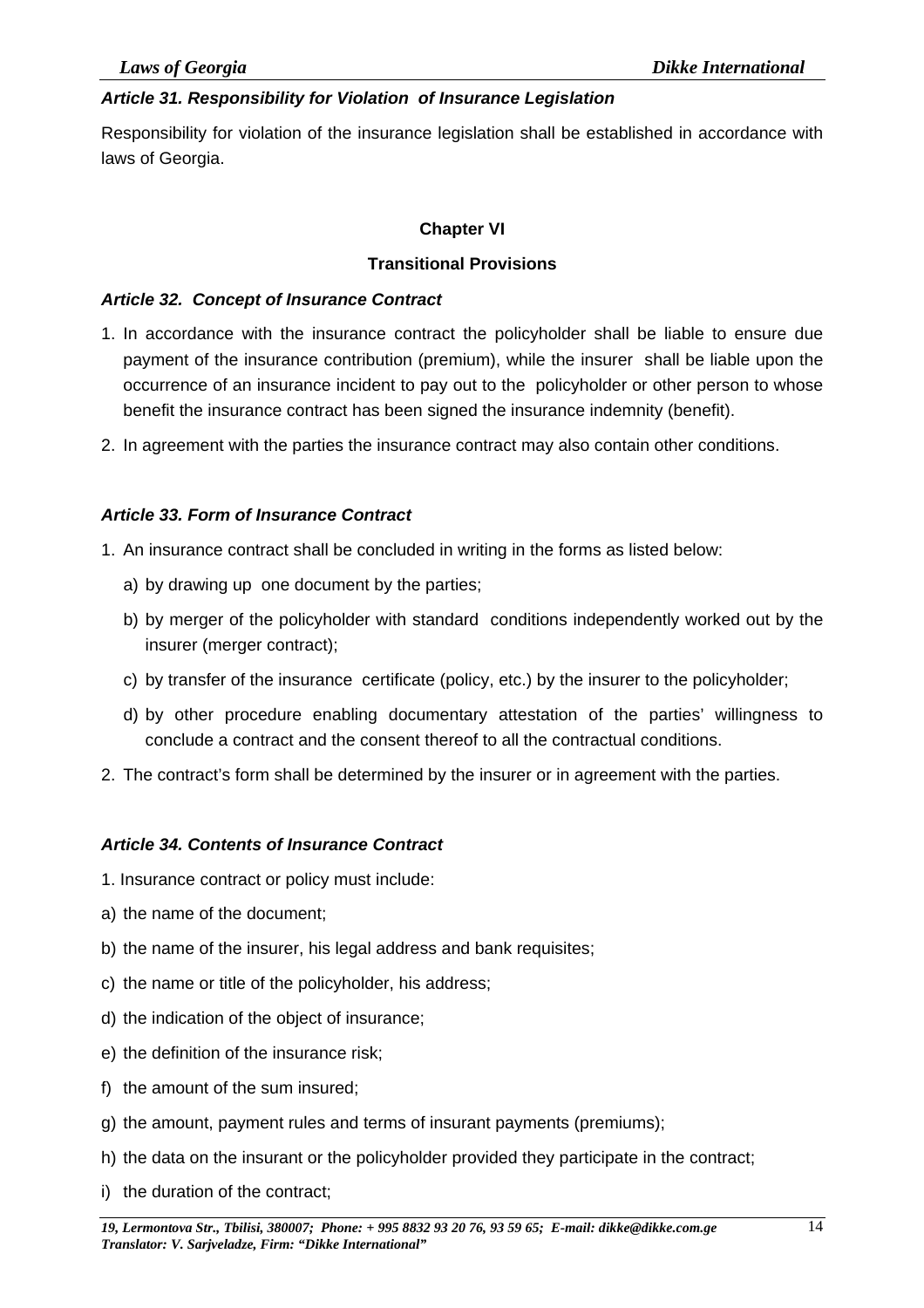***Article 31. Responsibility for Violation of Insurance Legislation***

Responsibility for violation of the insurance legislation shall be established in accordance with laws of Georgia.

## Chapter VI

## Transitional Provisions

***Article 32. Concept of Insurance Contract***

1. In accordance with the insurance contract the policyholder shall be liable to ensure due payment of the insurance contribution (premium), while the insurer shall be liable upon the occurrence of an insurance incident to pay out to the policyholder or other person to whose benefit the insurance contract has been signed the insurance indemnity (benefit).
2. In agreement with the parties the insurance contract may also contain other conditions.

***Article 33. Form of Insurance Contract***

1. An insurance contract shall be concluded in writing in the forms as listed below:
   a) by drawing up one document by the parties;
   b) by merger of the policyholder with standard conditions independently worked out by the insurer (merger contract);
   c) by transfer of the insurance certificate (policy, etc.) by the insurer to the policyholder;
   d) by other procedure enabling documentary attestation of the parties' willingness to conclude a contract and the consent thereof to all the contractual conditions.
2. The contract's form shall be determined by the insurer or in agreement with the parties.

***Article 34. Contents of Insurance Contract***

1. Insurance contract or policy must include:

a) the name of the document;

b) the name of the insurer, his legal address and bank requisites;

c) the name or title of the policyholder, his address;

d) the indication of the object of insurance;

e) the definition of the insurance risk;

f) the amount of the sum insured;

g) the amount, payment rules and terms of insurant payments (premiums);

h) the data on the insurant or the policyholder provided they participate in the contract;

i) the duration of the contract;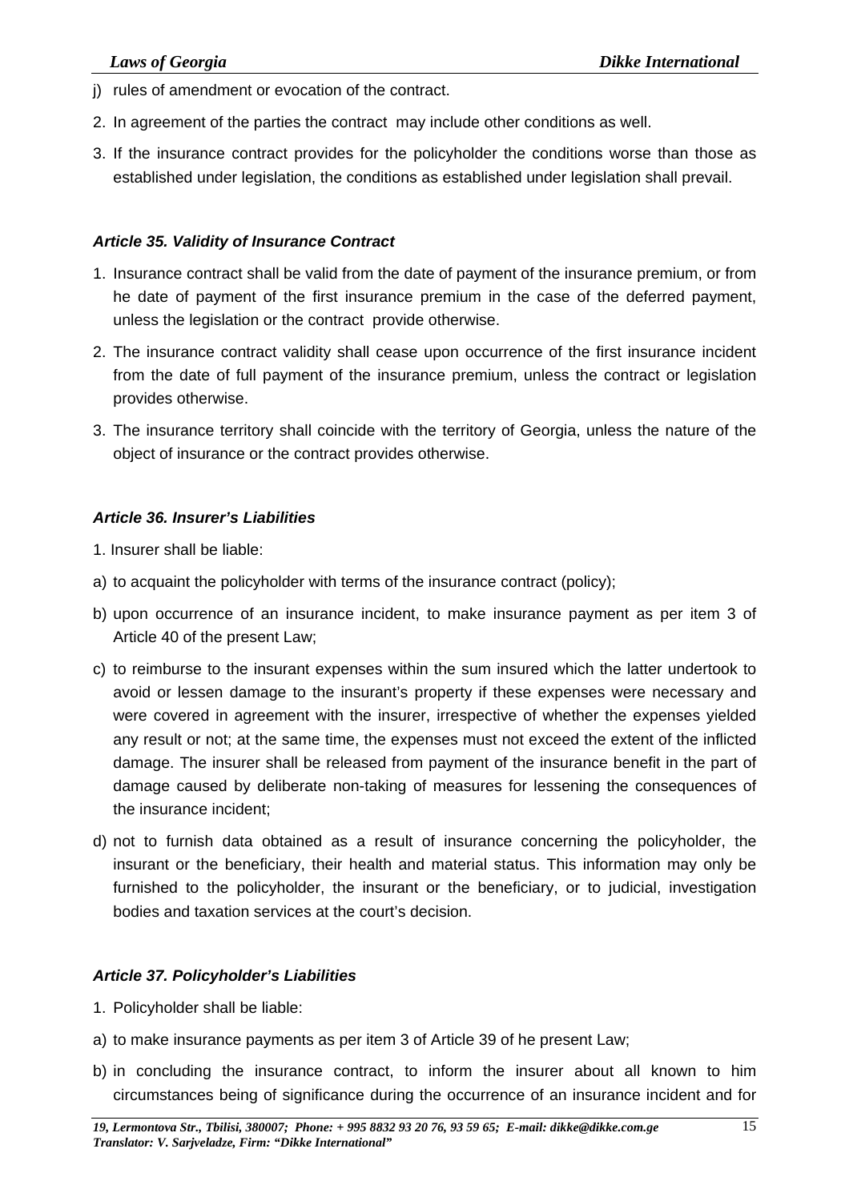j) rules of amendment or evocation of the contract.

2. In agreement of the parties the contract may include other conditions as well.

3. If the insurance contract provides for the policyholder the conditions worse than those as established under legislation, the conditions as established under legislation shall prevail.

### *Article 35. Validity of Insurance Contract*

1. Insurance contract shall be valid from the date of payment of the insurance premium, or from he date of payment of the first insurance premium in the case of the deferred payment, unless the legislation or the contract provide otherwise.

2. The insurance contract validity shall cease upon occurrence of the first insurance incident from the date of full payment of the insurance premium, unless the contract or legislation provides otherwise.

3. The insurance territory shall coincide with the territory of Georgia, unless the nature of the object of insurance or the contract provides otherwise.

### *Article 36. Insurer's Liabilities*

1. Insurer shall be liable:

a) to acquaint the policyholder with terms of the insurance contract (policy);

b) upon occurrence of an insurance incident, to make insurance payment as per item 3 of Article 40 of the present Law;

c) to reimburse to the insurant expenses within the sum insured which the latter undertook to avoid or lessen damage to the insurant's property if these expenses were necessary and were covered in agreement with the insurer, irrespective of whether the expenses yielded any result or not; at the same time, the expenses must not exceed the extent of the inflicted damage. The insurer shall be released from payment of the insurance benefit in the part of damage caused by deliberate non-taking of measures for lessening the consequences of the insurance incident;

d) not to furnish data obtained as a result of insurance concerning the policyholder, the insurant or the beneficiary, their health and material status. This information may only be furnished to the policyholder, the insurant or the beneficiary, or to judicial, investigation bodies and taxation services at the court's decision.

### *Article 37. Policyholder's Liabilities*

1. Policyholder shall be liable:

a) to make insurance payments as per item 3 of Article 39 of he present Law;

b) in concluding the insurance contract, to inform the insurer about all known to him circumstances being of significance during the occurrence of an insurance incident and for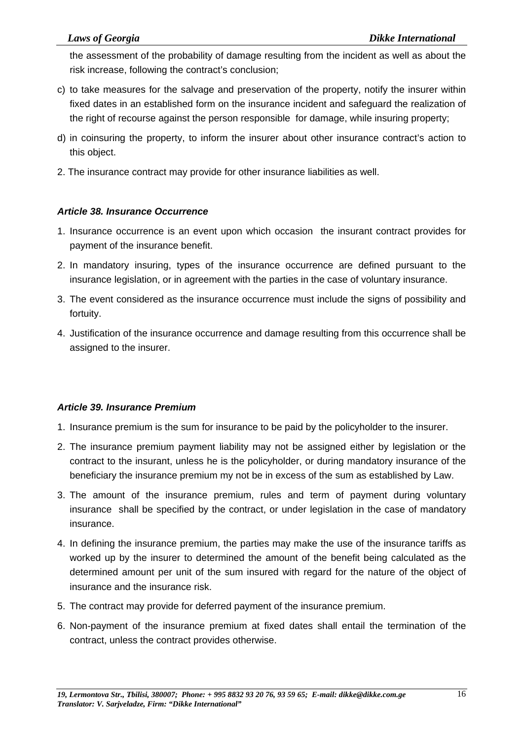the assessment of the probability of damage resulting from the incident as well as about the risk increase, following the contract's conclusion;

c) to take measures for the salvage and preservation of the property, notify the insurer within fixed dates in an established form on the insurance incident and safeguard the realization of the right of recourse against the person responsible for damage, while insuring property;

d) in coinsuring the property, to inform the insurer about other insurance contract's action to this object.

2. The insurance contract may provide for other insurance liabilities as well.

***Article 38. Insurance Occurrence***

1. Insurance occurrence is an event upon which occasion the insurant contract provides for payment of the insurance benefit.
2. In mandatory insuring, types of the insurance occurrence are defined pursuant to the insurance legislation, or in agreement with the parties in the case of voluntary insurance.
3. The event considered as the insurance occurrence must include the signs of possibility and fortuity.
4. Justification of the insurance occurrence and damage resulting from this occurrence shall be assigned to the insurer.

***Article 39. Insurance Premium***

1. Insurance premium is the sum for insurance to be paid by the policyholder to the insurer.
2. The insurance premium payment liability may not be assigned either by legislation or the contract to the insurant, unless he is the policyholder, or during mandatory insurance of the beneficiary the insurance premium my not be in excess of the sum as established by Law.
3. The amount of the insurance premium, rules and term of payment during voluntary insurance shall be specified by the contract, or under legislation in the case of mandatory insurance.
4. In defining the insurance premium, the parties may make the use of the insurance tariffs as worked up by the insurer to determined the amount of the benefit being calculated as the determined amount per unit of the sum insured with regard for the nature of the object of insurance and the insurance risk.
5. The contract may provide for deferred payment of the insurance premium.
6. Non-payment of the insurance premium at fixed dates shall entail the termination of the contract, unless the contract provides otherwise.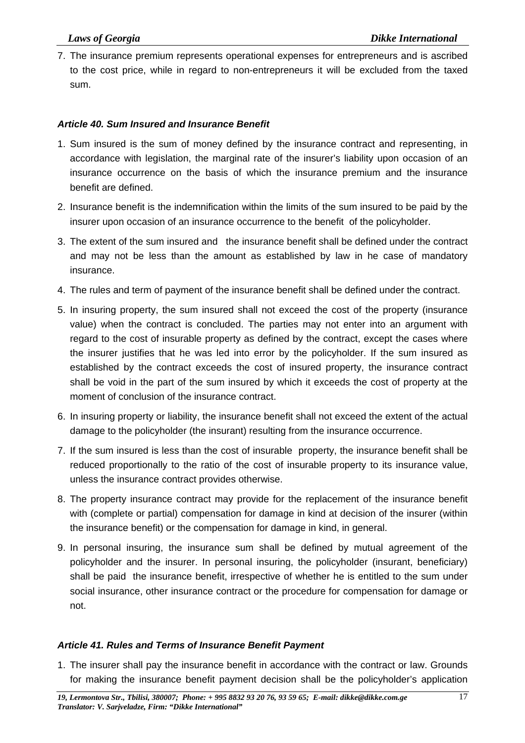7. The insurance premium represents operational expenses for entrepreneurs and is ascribed to the cost price, while in regard to non-entrepreneurs it will be excluded from the taxed sum.

### *Article 40. Sum Insured and Insurance Benefit*

1. Sum insured is the sum of money defined by the insurance contract and representing, in accordance with legislation, the marginal rate of the insurer's liability upon occasion of an insurance occurrence on the basis of which the insurance premium and the insurance benefit are defined.
2. Insurance benefit is the indemnification within the limits of the sum insured to be paid by the insurer upon occasion of an insurance occurrence to the benefit of the policyholder.
3. The extent of the sum insured and the insurance benefit shall be defined under the contract and may not be less than the amount as established by law in he case of mandatory insurance.
4. The rules and term of payment of the insurance benefit shall be defined under the contract.
5. In insuring property, the sum insured shall not exceed the cost of the property (insurance value) when the contract is concluded. The parties may not enter into an argument with regard to the cost of insurable property as defined by the contract, except the cases where the insurer justifies that he was led into error by the policyholder. If the sum insured as established by the contract exceeds the cost of insured property, the insurance contract shall be void in the part of the sum insured by which it exceeds the cost of property at the moment of conclusion of the insurance contract.
6. In insuring property or liability, the insurance benefit shall not exceed the extent of the actual damage to the policyholder (the insurant) resulting from the insurance occurrence.
7. If the sum insured is less than the cost of insurable property, the insurance benefit shall be reduced proportionally to the ratio of the cost of insurable property to its insurance value, unless the insurance contract provides otherwise.
8. The property insurance contract may provide for the replacement of the insurance benefit with (complete or partial) compensation for damage in kind at decision of the insurer (within the insurance benefit) or the compensation for damage in kind, in general.
9. In personal insuring, the insurance sum shall be defined by mutual agreement of the policyholder and the insurer. In personal insuring, the policyholder (insurant, beneficiary) shall be paid the insurance benefit, irrespective of whether he is entitled to the sum under social insurance, other insurance contract or the procedure for compensation for damage or not.

### *Article 41. Rules and Terms of Insurance Benefit Payment*

1. The insurer shall pay the insurance benefit in accordance with the contract or law. Grounds for making the insurance benefit payment decision shall be the policyholder's application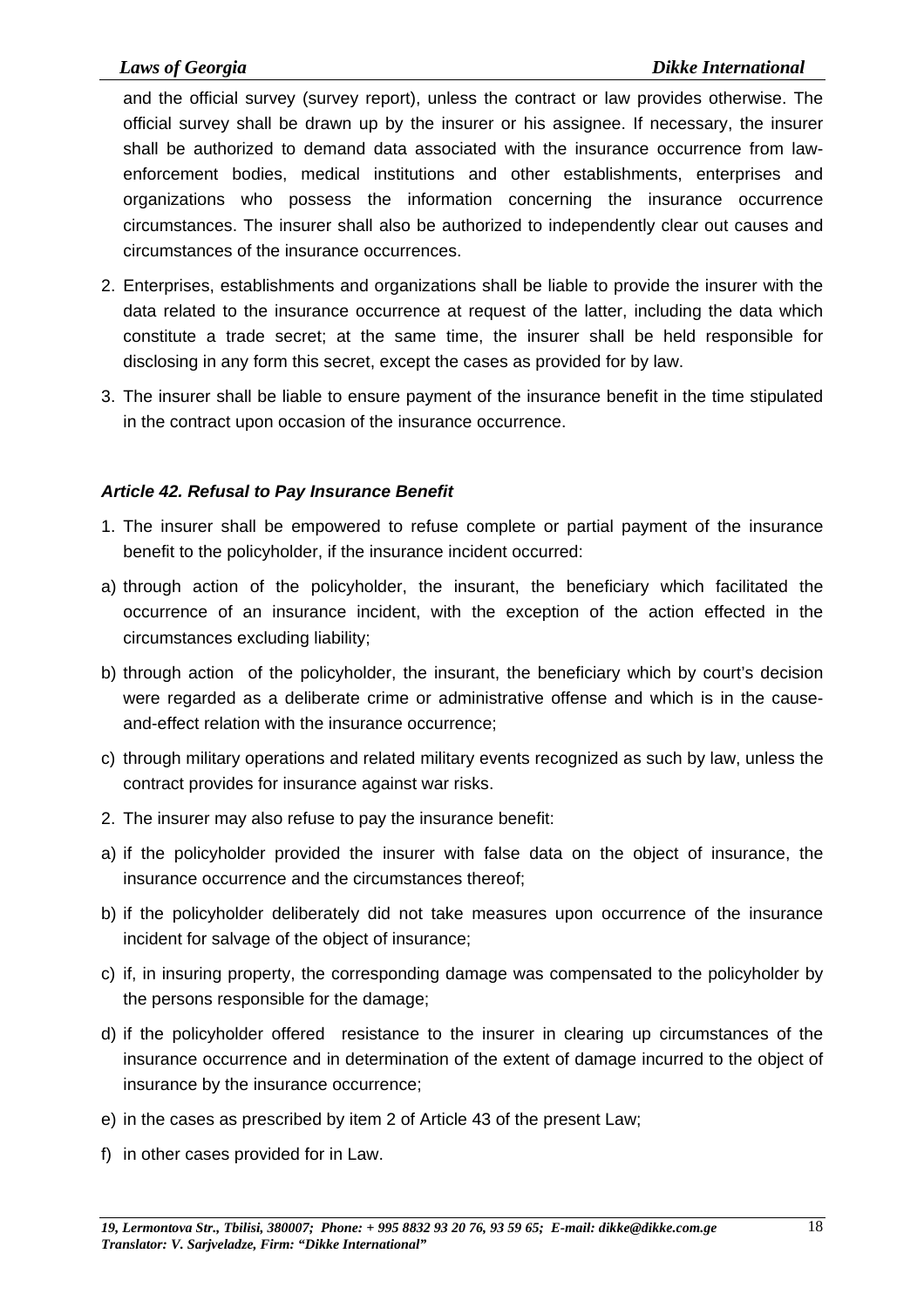and the official survey (survey report), unless the contract or law provides otherwise. The official survey shall be drawn up by the insurer or his assignee. If necessary, the insurer shall be authorized to demand data associated with the insurance occurrence from law-enforcement bodies, medical institutions and other establishments, enterprises and organizations who possess the information concerning the insurance occurrence circumstances. The insurer shall also be authorized to independently clear out causes and circumstances of the insurance occurrences.

2. Enterprises, establishments and organizations shall be liable to provide the insurer with the data related to the insurance occurrence at request of the latter, including the data which constitute a trade secret; at the same time, the insurer shall be held responsible for disclosing in any form this secret, except the cases as provided for by law.

3. The insurer shall be liable to ensure payment of the insurance benefit in the time stipulated in the contract upon occasion of the insurance occurrence.

### *Article 42. Refusal to Pay Insurance Benefit*

1. The insurer shall be empowered to refuse complete or partial payment of the insurance benefit to the policyholder, if the insurance incident occurred:

a) through action of the policyholder, the insurant, the beneficiary which facilitated the occurrence of an insurance incident, with the exception of the action effected in the circumstances excluding liability;

b) through action of the policyholder, the insurant, the beneficiary which by court's decision were regarded as a deliberate crime or administrative offense and which is in the cause-and-effect relation with the insurance occurrence;

c) through military operations and related military events recognized as such by law, unless the contract provides for insurance against war risks.

2. The insurer may also refuse to pay the insurance benefit:

a) if the policyholder provided the insurer with false data on the object of insurance, the insurance occurrence and the circumstances thereof;

b) if the policyholder deliberately did not take measures upon occurrence of the insurance incident for salvage of the object of insurance;

c) if, in insuring property, the corresponding damage was compensated to the policyholder by the persons responsible for the damage;

d) if the policyholder offered resistance to the insurer in clearing up circumstances of the insurance occurrence and in determination of the extent of damage incurred to the object of insurance by the insurance occurrence;

e) in the cases as prescribed by item 2 of Article 43 of the present Law;

f) in other cases provided for in Law.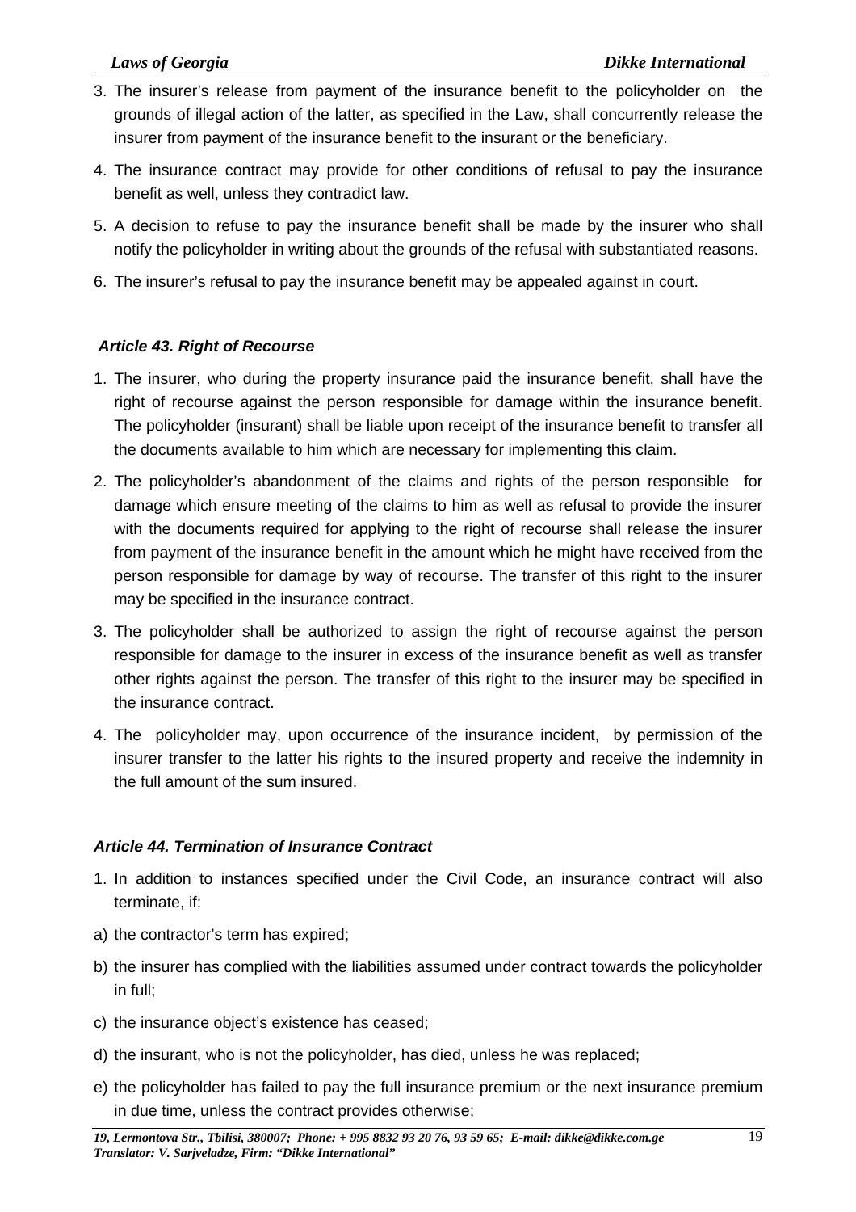3. The insurer's release from payment of the insurance benefit to the policyholder on the grounds of illegal action of the latter, as specified in the Law, shall concurrently release the insurer from payment of the insurance benefit to the insurant or the beneficiary.

4. The insurance contract may provide for other conditions of refusal to pay the insurance benefit as well, unless they contradict law.

5. A decision to refuse to pay the insurance benefit shall be made by the insurer who shall notify the policyholder in writing about the grounds of the refusal with substantiated reasons.

6. The insurer's refusal to pay the insurance benefit may be appealed against in court.

### *Article 43. Right of Recourse*

1. The insurer, who during the property insurance paid the insurance benefit, shall have the right of recourse against the person responsible for damage within the insurance benefit. The policyholder (insurant) shall be liable upon receipt of the insurance benefit to transfer all the documents available to him which are necessary for implementing this claim.

2. The policyholder's abandonment of the claims and rights of the person responsible for damage which ensure meeting of the claims to him as well as refusal to provide the insurer with the documents required for applying to the right of recourse shall release the insurer from payment of the insurance benefit in the amount which he might have received from the person responsible for damage by way of recourse. The transfer of this right to the insurer may be specified in the insurance contract.

3. The policyholder shall be authorized to assign the right of recourse against the person responsible for damage to the insurer in excess of the insurance benefit as well as transfer other rights against the person. The transfer of this right to the insurer may be specified in the insurance contract.

4. The policyholder may, upon occurrence of the insurance incident, by permission of the insurer transfer to the latter his rights to the insured property and receive the indemnity in the full amount of the sum insured.

### *Article 44. Termination of Insurance Contract*

1. In addition to instances specified under the Civil Code, an insurance contract will also terminate, if:

a) the contractor's term has expired;

b) the insurer has complied with the liabilities assumed under contract towards the policyholder in full;

c) the insurance object's existence has ceased;

d) the insurant, who is not the policyholder, has died, unless he was replaced;

e) the policyholder has failed to pay the full insurance premium or the next insurance premium in due time, unless the contract provides otherwise;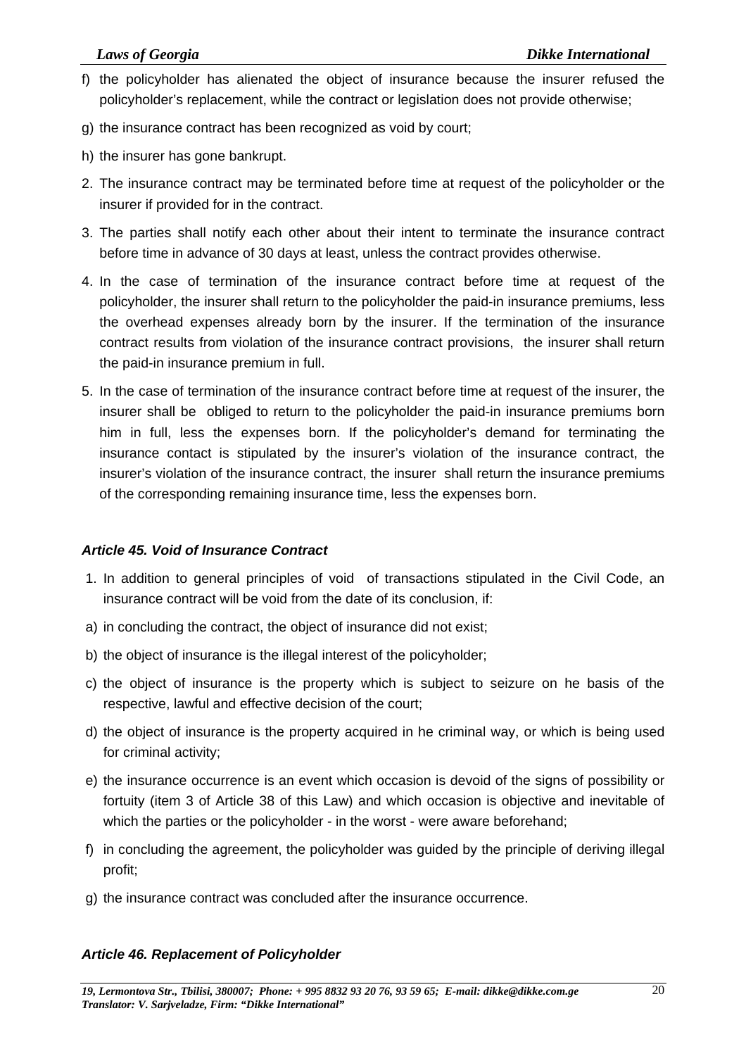f) the policyholder has alienated the object of insurance because the insurer refused the policyholder's replacement, while the contract or legislation does not provide otherwise;

g) the insurance contract has been recognized as void by court;

h) the insurer has gone bankrupt.

2. The insurance contract may be terminated before time at request of the policyholder or the insurer if provided for in the contract.

3. The parties shall notify each other about their intent to terminate the insurance contract before time in advance of 30 days at least, unless the contract provides otherwise.

4. In the case of termination of the insurance contract before time at request of the policyholder, the insurer shall return to the policyholder the paid-in insurance premiums, less the overhead expenses already born by the insurer. If the termination of the insurance contract results from violation of the insurance contract provisions, the insurer shall return the paid-in insurance premium in full.

5. In the case of termination of the insurance contract before time at request of the insurer, the insurer shall be obliged to return to the policyholder the paid-in insurance premiums born him in full, less the expenses born. If the policyholder's demand for terminating the insurance contact is stipulated by the insurer's violation of the insurance contract, the insurer's violation of the insurance contract, the insurer shall return the insurance premiums of the corresponding remaining insurance time, less the expenses born.

### *Article 45. Void of Insurance Contract*

1. In addition to general principles of void of transactions stipulated in the Civil Code, an insurance contract will be void from the date of its conclusion, if:

a) in concluding the contract, the object of insurance did not exist;

b) the object of insurance is the illegal interest of the policyholder;

c) the object of insurance is the property which is subject to seizure on he basis of the respective, lawful and effective decision of the court;

d) the object of insurance is the property acquired in he criminal way, or which is being used for criminal activity;

e) the insurance occurrence is an event which occasion is devoid of the signs of possibility or fortuity (item 3 of Article 38 of this Law) and which occasion is objective and inevitable of which the parties or the policyholder - in the worst - were aware beforehand;

f) in concluding the agreement, the policyholder was guided by the principle of deriving illegal profit;

g) the insurance contract was concluded after the insurance occurrence.

### *Article 46. Replacement of Policyholder*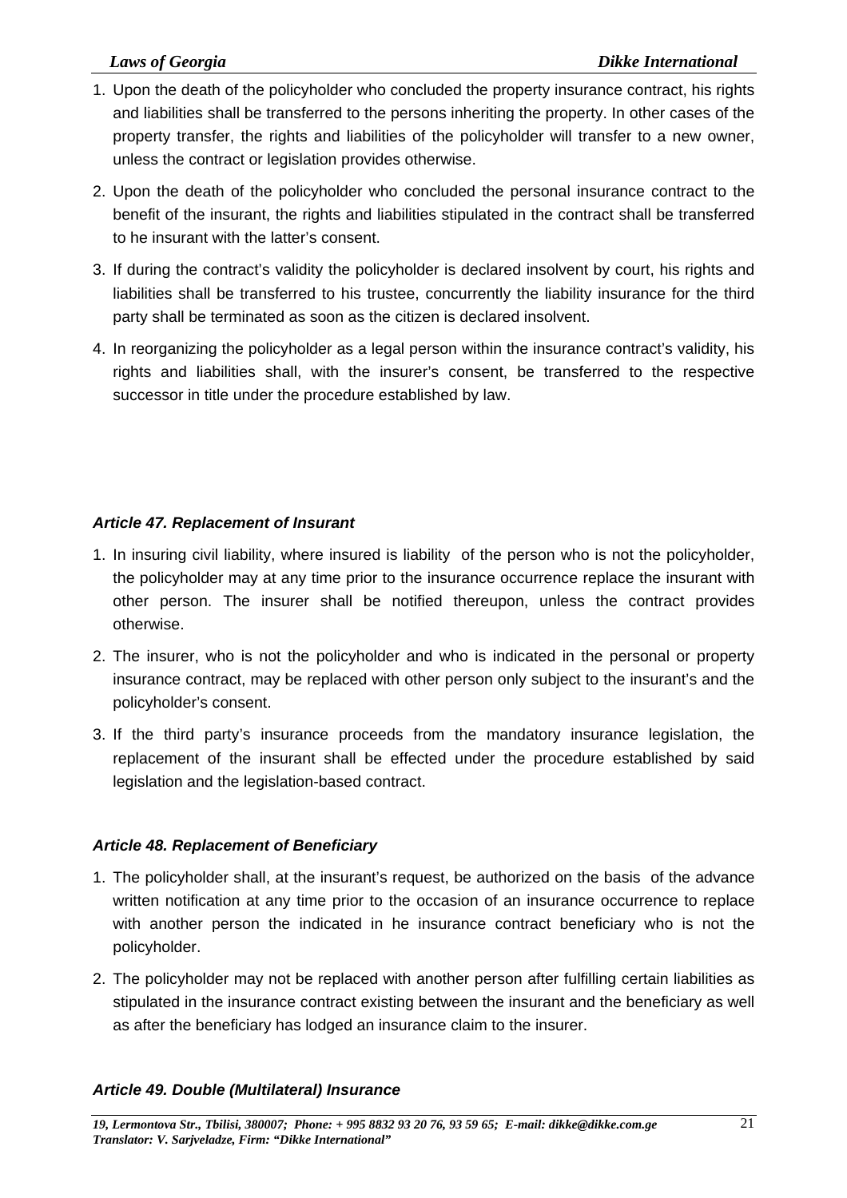1. Upon the death of the policyholder who concluded the property insurance contract, his rights and liabilities shall be transferred to the persons inheriting the property. In other cases of the property transfer, the rights and liabilities of the policyholder will transfer to a new owner, unless the contract or legislation provides otherwise.
2. Upon the death of the policyholder who concluded the personal insurance contract to the benefit of the insurant, the rights and liabilities stipulated in the contract shall be transferred to he insurant with the latter's consent.
3. If during the contract's validity the policyholder is declared insolvent by court, his rights and liabilities shall be transferred to his trustee, concurrently the liability insurance for the third party shall be terminated as soon as the citizen is declared insolvent.
4. In reorganizing the policyholder as a legal person within the insurance contract's validity, his rights and liabilities shall, with the insurer's consent, be transferred to the respective successor in title under the procedure established by law.

***Article 47. Replacement of Insurant***

1. In insuring civil liability, where insured is liability of the person who is not the policyholder, the policyholder may at any time prior to the insurance occurrence replace the insurant with other person. The insurer shall be notified thereupon, unless the contract provides otherwise.
2. The insurer, who is not the policyholder and who is indicated in the personal or property insurance contract, may be replaced with other person only subject to the insurant's and the policyholder's consent.
3. If the third party's insurance proceeds from the mandatory insurance legislation, the replacement of the insurant shall be effected under the procedure established by said legislation and the legislation-based contract.

***Article 48. Replacement of Beneficiary***

1. The policyholder shall, at the insurant's request, be authorized on the basis of the advance written notification at any time prior to the occasion of an insurance occurrence to replace with another person the indicated in he insurance contract beneficiary who is not the policyholder.
2. The policyholder may not be replaced with another person after fulfilling certain liabilities as stipulated in the insurance contract existing between the insurant and the beneficiary as well as after the beneficiary has lodged an insurance claim to the insurer.

***Article 49. Double (Multilateral) Insurance***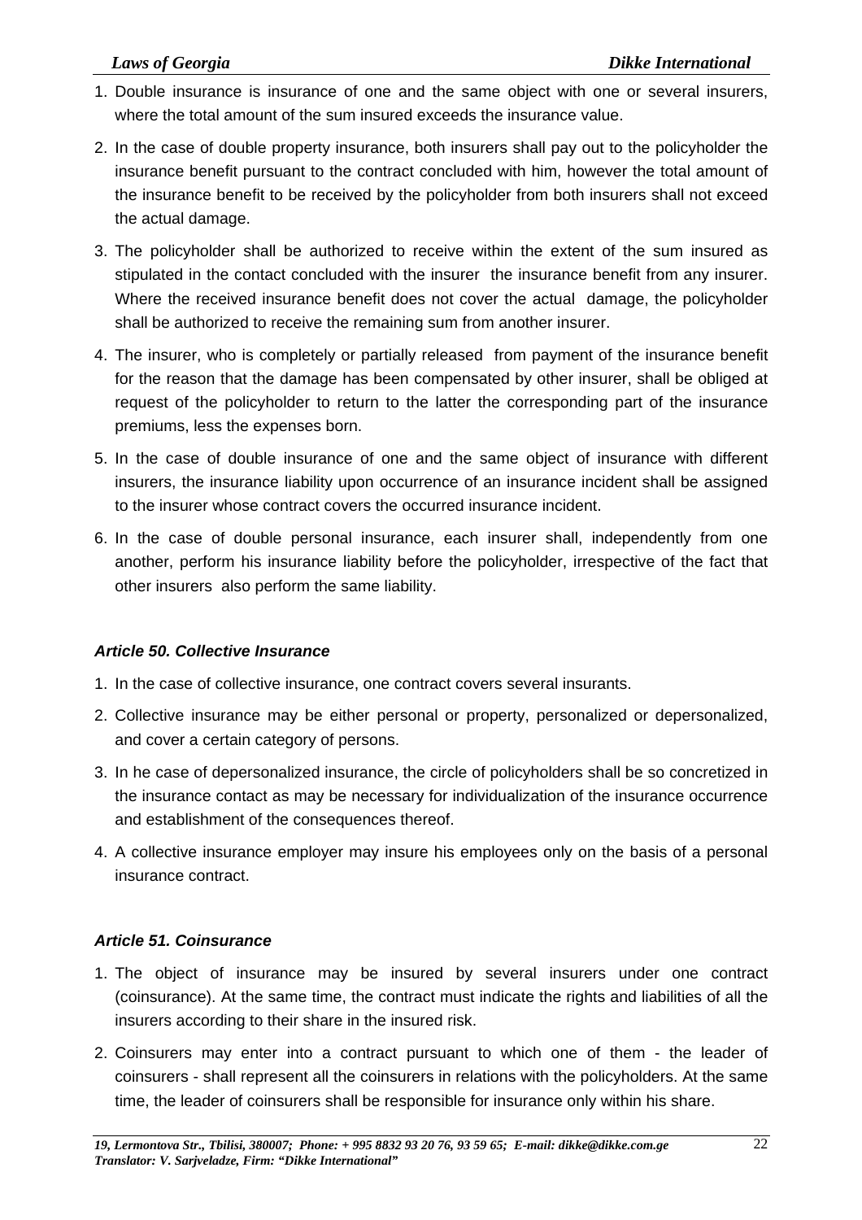1. Double insurance is insurance of one and the same object with one or several insurers, where the total amount of the sum insured exceeds the insurance value.
2. In the case of double property insurance, both insurers shall pay out to the policyholder the insurance benefit pursuant to the contract concluded with him, however the total amount of the insurance benefit to be received by the policyholder from both insurers shall not exceed the actual damage.
3. The policyholder shall be authorized to receive within the extent of the sum insured as stipulated in the contact concluded with the insurer the insurance benefit from any insurer. Where the received insurance benefit does not cover the actual damage, the policyholder shall be authorized to receive the remaining sum from another insurer.
4. The insurer, who is completely or partially released from payment of the insurance benefit for the reason that the damage has been compensated by other insurer, shall be obliged at request of the policyholder to return to the latter the corresponding part of the insurance premiums, less the expenses born.
5. In the case of double insurance of one and the same object of insurance with different insurers, the insurance liability upon occurrence of an insurance incident shall be assigned to the insurer whose contract covers the occurred insurance incident.
6. In the case of double personal insurance, each insurer shall, independently from one another, perform his insurance liability before the policyholder, irrespective of the fact that other insurers also perform the same liability.

### *Article 50. Collective Insurance*

1. In the case of collective insurance, one contract covers several insurants.
2. Collective insurance may be either personal or property, personalized or depersonalized, and cover a certain category of persons.
3. In he case of depersonalized insurance, the circle of policyholders shall be so concretized in the insurance contact as may be necessary for individualization of the insurance occurrence and establishment of the consequences thereof.
4. A collective insurance employer may insure his employees only on the basis of a personal insurance contract.

### *Article 51. Coinsurance*

1. The object of insurance may be insured by several insurers under one contract (coinsurance). At the same time, the contract must indicate the rights and liabilities of all the insurers according to their share in the insured risk.
2. Coinsurers may enter into a contract pursuant to which one of them - the leader of coinsurers - shall represent all the coinsurers in relations with the policyholders. At the same time, the leader of coinsurers shall be responsible for insurance only within his share.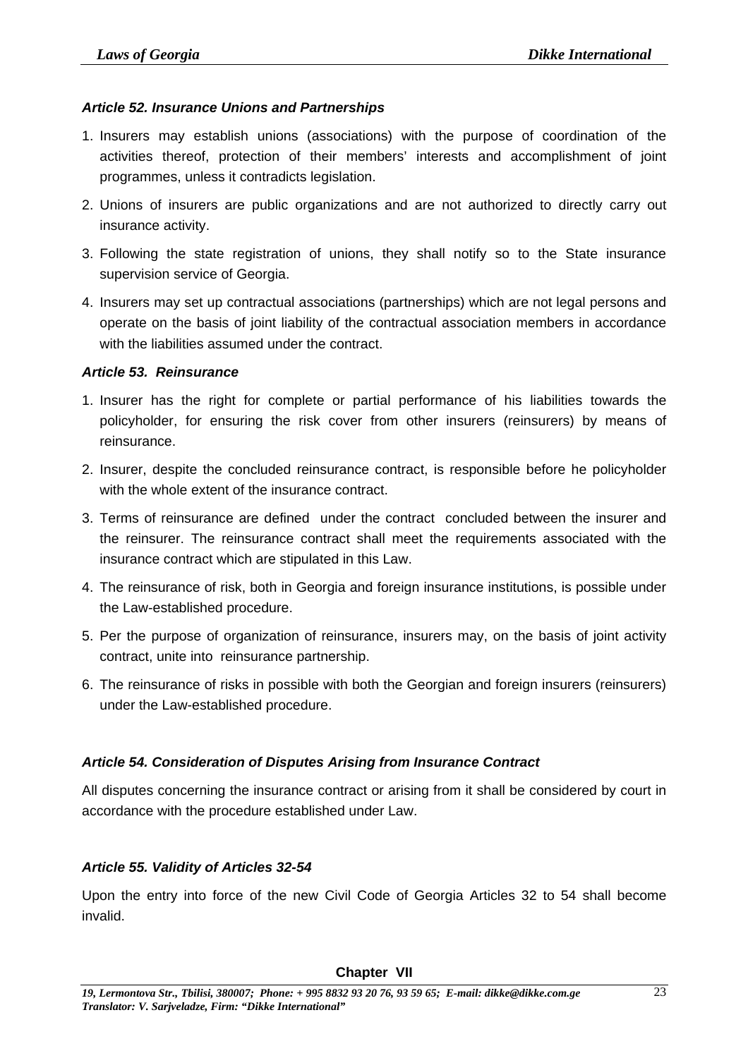### *Article 52. Insurance Unions and Partnerships*

1. Insurers may establish unions (associations) with the purpose of coordination of the activities thereof, protection of their members' interests and accomplishment of joint programmes, unless it contradicts legislation.
2. Unions of insurers are public organizations and are not authorized to directly carry out insurance activity.
3. Following the state registration of unions, they shall notify so to the State insurance supervision service of Georgia.
4. Insurers may set up contractual associations (partnerships) which are not legal persons and operate on the basis of joint liability of the contractual association members in accordance with the liabilities assumed under the contract.

### *Article 53. Reinsurance*

1. Insurer has the right for complete or partial performance of his liabilities towards the policyholder, for ensuring the risk cover from other insurers (reinsurers) by means of reinsurance.
2. Insurer, despite the concluded reinsurance contract, is responsible before he policyholder with the whole extent of the insurance contract.
3. Terms of reinsurance are defined under the contract concluded between the insurer and the reinsurer. The reinsurance contract shall meet the requirements associated with the insurance contract which are stipulated in this Law.
4. The reinsurance of risk, both in Georgia and foreign insurance institutions, is possible under the Law-established procedure.
5. Per the purpose of organization of reinsurance, insurers may, on the basis of joint activity contract, unite into reinsurance partnership.
6. The reinsurance of risks in possible with both the Georgian and foreign insurers (reinsurers) under the Law-established procedure.

### *Article 54. Consideration of Disputes Arising from Insurance Contract*

All disputes concerning the insurance contract or arising from it shall be considered by court in accordance with the procedure established under Law.

### *Article 55. Validity of Articles 32-54*

Upon the entry into force of the new Civil Code of Georgia Articles 32 to 54 shall become invalid.

## Chapter VII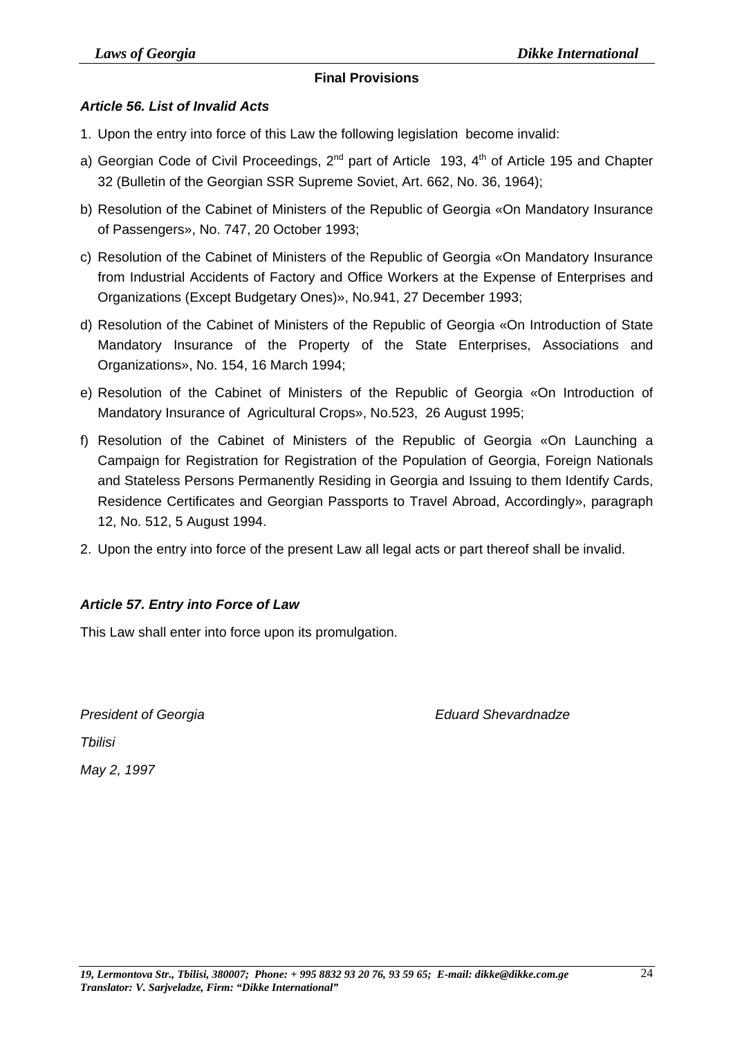### Final Provisions

***Article 56. List of Invalid Acts***

1. Upon the entry into force of this Law the following legislation become invalid:

a) Georgian Code of Civil Proceedings, 2nd part of Article 193, 4th of Article 195 and Chapter 32 (Bulletin of the Georgian SSR Supreme Soviet, Art. 662, No. 36, 1964);

b) Resolution of the Cabinet of Ministers of the Republic of Georgia «On Mandatory Insurance of Passengers», No. 747, 20 October 1993;

c) Resolution of the Cabinet of Ministers of the Republic of Georgia «On Mandatory Insurance from Industrial Accidents of Factory and Office Workers at the Expense of Enterprises and Organizations (Except Budgetary Ones)», No.941, 27 December 1993;

d) Resolution of the Cabinet of Ministers of the Republic of Georgia «On Introduction of State Mandatory Insurance of the Property of the State Enterprises, Associations and Organizations», No. 154, 16 March 1994;

e) Resolution of the Cabinet of Ministers of the Republic of Georgia «On Introduction of Mandatory Insurance of Agricultural Crops», No.523, 26 August 1995;

f) Resolution of the Cabinet of Ministers of the Republic of Georgia «On Launching a Campaign for Registration for Registration of the Population of Georgia, Foreign Nationals and Stateless Persons Permanently Residing in Georgia and Issuing to them Identify Cards, Residence Certificates and Georgian Passports to Travel Abroad, Accordingly», paragraph 12, No. 512, 5 August 1994.

2. Upon the entry into force of the present Law all legal acts or part thereof shall be invalid.

***Article 57. Entry into Force of Law***

This Law shall enter into force upon its promulgation.

*President of Georgia* *Eduard Shevardnadze*

*Tbilisi*

*May 2, 1997*